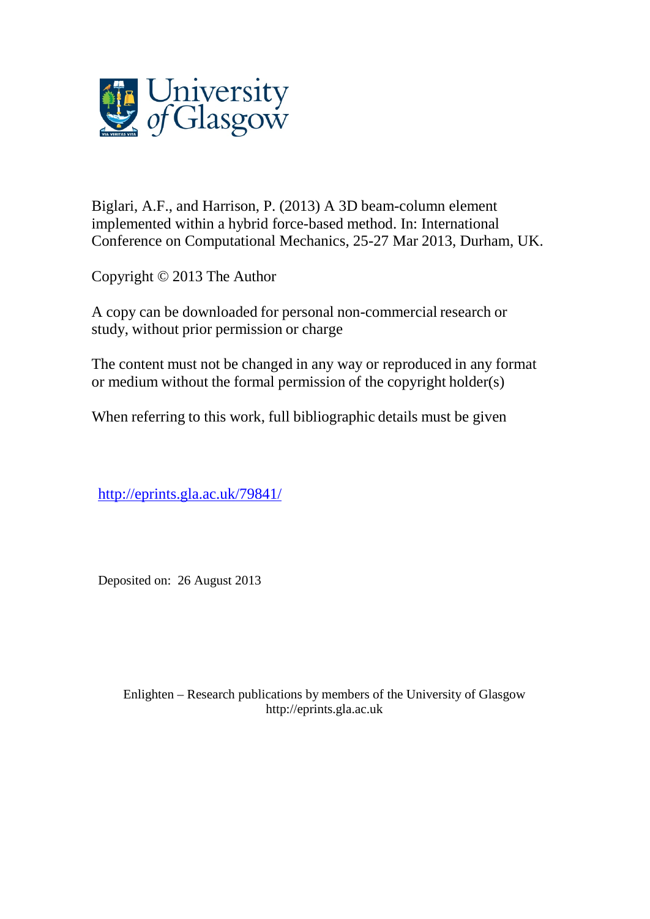University of Glasgow

Biglari, A.F., and Harrison, P. (2013) A 3D beam-column element implemented within a hybrid force-based method. In: International Conference on Computational Mechanics, 25-27 Mar 2013, Durham, UK.

Copyright © 2013 The Author

A copy can be downloaded for personal non-commercial research or study, without prior permission or charge

The content must not be changed in any way or reproduced in any format or medium without the formal permission of the copyright holder(s)

When referring to this work, full bibliographic details must be given

http://eprints.gla.ac.uk/79841/

Deposited on: 26 August 2013

Enlighten – Research publications by members of the University of Glasgow
http://eprints.gla.ac.uk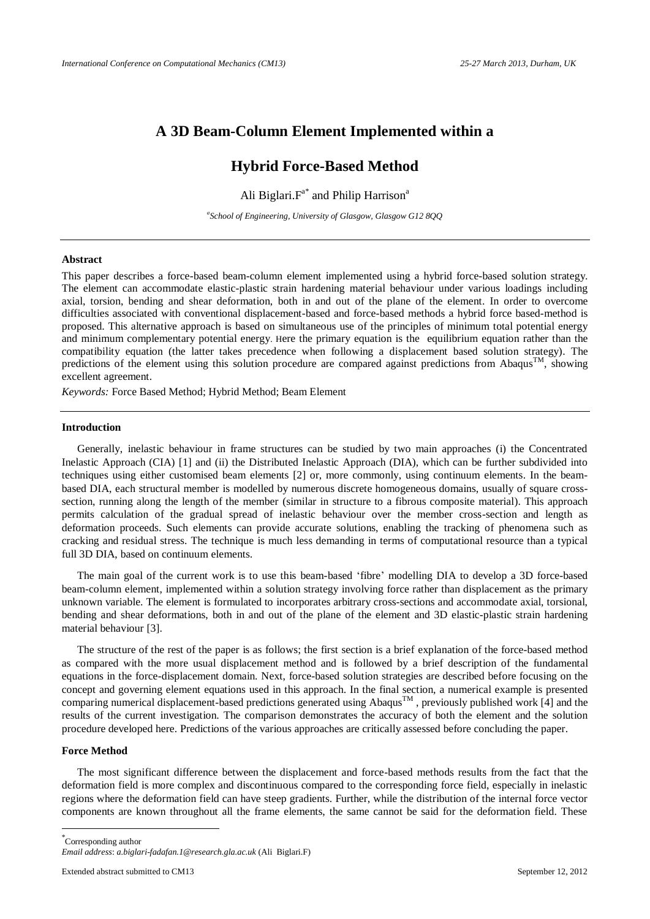# A 3D Beam-Column Element Implemented within a

# Hybrid Force-Based Method

Ali Biglari.F[a*] and Philip Harrison[a]

[a]*School of Engineering, University of Glasgow, Glasgow G12 8QQ*

---

### Abstract

This paper describes a force-based beam-column element implemented using a hybrid force-based solution strategy. The element can accommodate elastic-plastic strain hardening material behaviour under various loadings including axial, torsion, bending and shear deformation, both in and out of the plane of the element. In order to overcome difficulties associated with conventional displacement-based and force-based methods a hybrid force based-method is proposed. This alternative approach is based on simultaneous use of the principles of minimum total potential energy and minimum complementary potential energy. Here the primary equation is the equilibrium equation rather than the compatibility equation (the latter takes precedence when following a displacement based solution strategy). The predictions of the element using this solution procedure are compared against predictions from Abaqus[TM], showing excellent agreement.

*Keywords:* Force Based Method; Hybrid Method; Beam Element

---

### Introduction

Generally, inelastic behaviour in frame structures can be studied by two main approaches (i) the Concentrated Inelastic Approach (CIA) [1] and (ii) the Distributed Inelastic Approach (DIA), which can be further subdivided into techniques using either customised beam elements [2] or, more commonly, using continuum elements. In the beam-based DIA, each structural member is modelled by numerous discrete homogeneous domains, usually of square cross-section, running along the length of the member (similar in structure to a fibrous composite material). This approach permits calculation of the gradual spread of inelastic behaviour over the member cross-section and length as deformation proceeds. Such elements can provide accurate solutions, enabling the tracking of phenomena such as cracking and residual stress. The technique is much less demanding in terms of computational resource than a typical full 3D DIA, based on continuum elements.

The main goal of the current work is to use this beam-based 'fibre' modelling DIA to develop a 3D force-based beam-column element, implemented within a solution strategy involving force rather than displacement as the primary unknown variable. The element is formulated to incorporates arbitrary cross-sections and accommodate axial, torsional, bending and shear deformations, both in and out of the plane of the element and 3D elastic-plastic strain hardening material behaviour [3].

The structure of the rest of the paper is as follows; the first section is a brief explanation of the force-based method as compared with the more usual displacement method and is followed by a brief description of the fundamental equations in the force-displacement domain. Next, force-based solution strategies are described before focusing on the concept and governing element equations used in this approach. In the final section, a numerical example is presented comparing numerical displacement-based predictions generated using Abaqus[TM] , previously published work [4] and the results of the current investigation. The comparison demonstrates the accuracy of both the element and the solution procedure developed here. Predictions of the various approaches are critically assessed before concluding the paper.

### Force Method

The most significant difference between the displacement and force-based methods results from the fact that the deformation field is more complex and discontinuous compared to the corresponding force field, especially in inelastic regions where the deformation field can have steep gradients. Further, while the distribution of the internal force vector components are known throughout all the frame elements, the same cannot be said for the deformation field. These

---

[*] Corresponding author

*Email address*: *a.biglari-fadafan.1@research.gla.ac.uk* (Ali Biglari.F)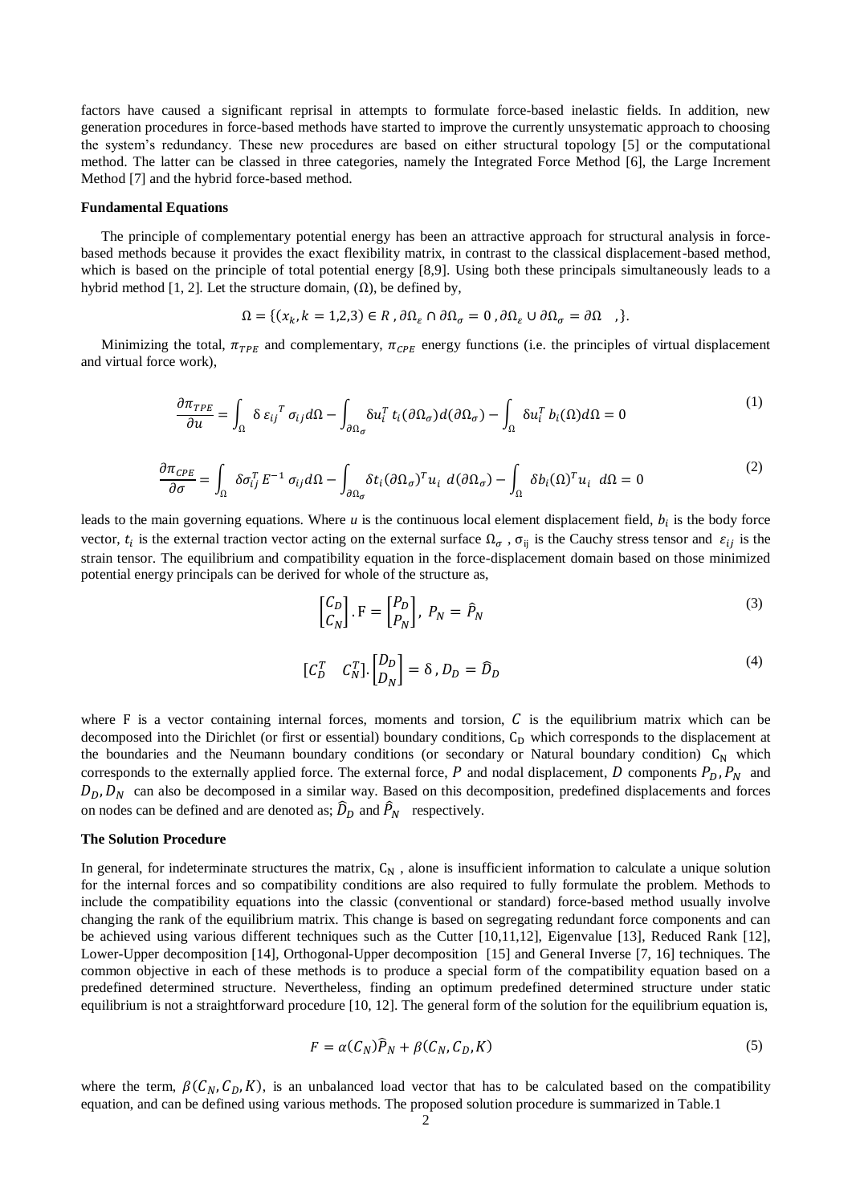factors have caused a significant reprisal in attempts to formulate force-based inelastic fields. In addition, new generation procedures in force-based methods have started to improve the currently unsystematic approach to choosing the system's redundancy. These new procedures are based on either structural topology [5] or the computational method. The latter can be classed in three categories, namely the Integrated Force Method [6], the Large Increment Method [7] and the hybrid force-based method.

**Fundamental Equations**

The principle of complementary potential energy has been an attractive approach for structural analysis in force-based methods because it provides the exact flexibility matrix, in contrast to the classical displacement-based method, which is based on the principle of total potential energy [8,9]. Using both these principals simultaneously leads to a hybrid method [1, 2]. Let the structure domain, $(\Omega)$, be defined by,

$$\Omega = \{(x_k, k = 1,2,3) \in R \;, \partial\Omega_\varepsilon \cap \partial\Omega_\sigma = 0 \;, \partial\Omega_\varepsilon \cup \partial\Omega_\sigma = \partial\Omega \quad ,\}.$$

Minimizing the total, $\pi_{TPE}$ and complementary, $\pi_{CPE}$ energy functions (i.e. the principles of virtual displacement and virtual force work),

$$\frac{\partial \pi_{TPE}}{\partial u} = \int_{\Omega} \delta\, \varepsilon_{ij}{}^{T}\, \sigma_{ij} d\Omega - \int_{\partial\Omega_\sigma} \delta u_i^T\, t_i(\partial\Omega_\sigma) d(\partial\Omega_\sigma) - \int_{\Omega} \delta u_i^T\, b_i(\Omega) d\Omega = 0 \tag{1}$$

$$\frac{\partial \pi_{CPE}}{\partial \sigma} = \int_{\Omega} \delta\sigma_{ij}^T E^{-1}\, \sigma_{ij} d\Omega - \int_{\partial\Omega_\sigma} \delta t_i(\partial\Omega_\sigma)^T u_i \; d(\partial\Omega_\sigma) - \int_{\Omega} \delta b_i(\Omega)^T u_i \;\; d\Omega = 0 \tag{2}$$

leads to the main governing equations. Where $u$ is the continuous local element displacement field, $b_i$ is the body force vector, $t_i$ is the external traction vector acting on the external surface $\Omega_\sigma$ , $\sigma_{ij}$ is the Cauchy stress tensor and $\varepsilon_{ij}$ is the strain tensor. The equilibrium and compatibility equation in the force-displacement domain based on those minimized potential energy principals can be derived for whole of the structure as,

$$\begin{bmatrix} C_D \\ C_N \end{bmatrix} . \mathrm{F} = \begin{bmatrix} P_D \\ P_N \end{bmatrix}, \; P_N = \hat{P}_N \tag{3}$$

$$\begin{bmatrix} C_D^T & C_N^T \end{bmatrix} . \begin{bmatrix} D_D \\ D_N \end{bmatrix} = \delta \;, D_D = \widehat{D}_D \tag{4}$$

where F is a vector containing internal forces, moments and torsion, $C$ is the equilibrium matrix which can be decomposed into the Dirichlet (or first or essential) boundary conditions, $C_D$ which corresponds to the displacement at the boundaries and the Neumann boundary conditions (or secondary or Natural boundary condition) $C_N$ which corresponds to the externally applied force. The external force, $P$ and nodal displacement, $D$ components $P_D, P_N$ and $D_D, D_N$ can also be decomposed in a similar way. Based on this decomposition, predefined displacements and forces on nodes can be defined and are denoted as; $\widehat{D}_D$ and $\hat{P}_N$ respectively.

**The Solution Procedure**

In general, for indeterminate structures the matrix, $C_N$ , alone is insufficient information to calculate a unique solution for the internal forces and so compatibility conditions are also required to fully formulate the problem. Methods to include the compatibility equations into the classic (conventional or standard) force-based method usually involve changing the rank of the equilibrium matrix. This change is based on segregating redundant force components and can be achieved using various different techniques such as the Cutter [10,11,12], Eigenvalue [13], Reduced Rank [12], Lower-Upper decomposition [14], Orthogonal-Upper decomposition [15] and General Inverse [7, 16] techniques. The common objective in each of these methods is to produce a special form of the compatibility equation based on a predefined determined structure. Nevertheless, finding an optimum predefined determined structure under static equilibrium is not a straightforward procedure [10, 12]. The general form of the solution for the equilibrium equation is,

$$F = \alpha(C_N)\hat{P}_N + \beta(C_N, C_D, K) \tag{5}$$

where the term, $\beta(C_N, C_D, K)$, is an unbalanced load vector that has to be calculated based on the compatibility equation, and can be defined using various methods. The proposed solution procedure is summarized in Table.1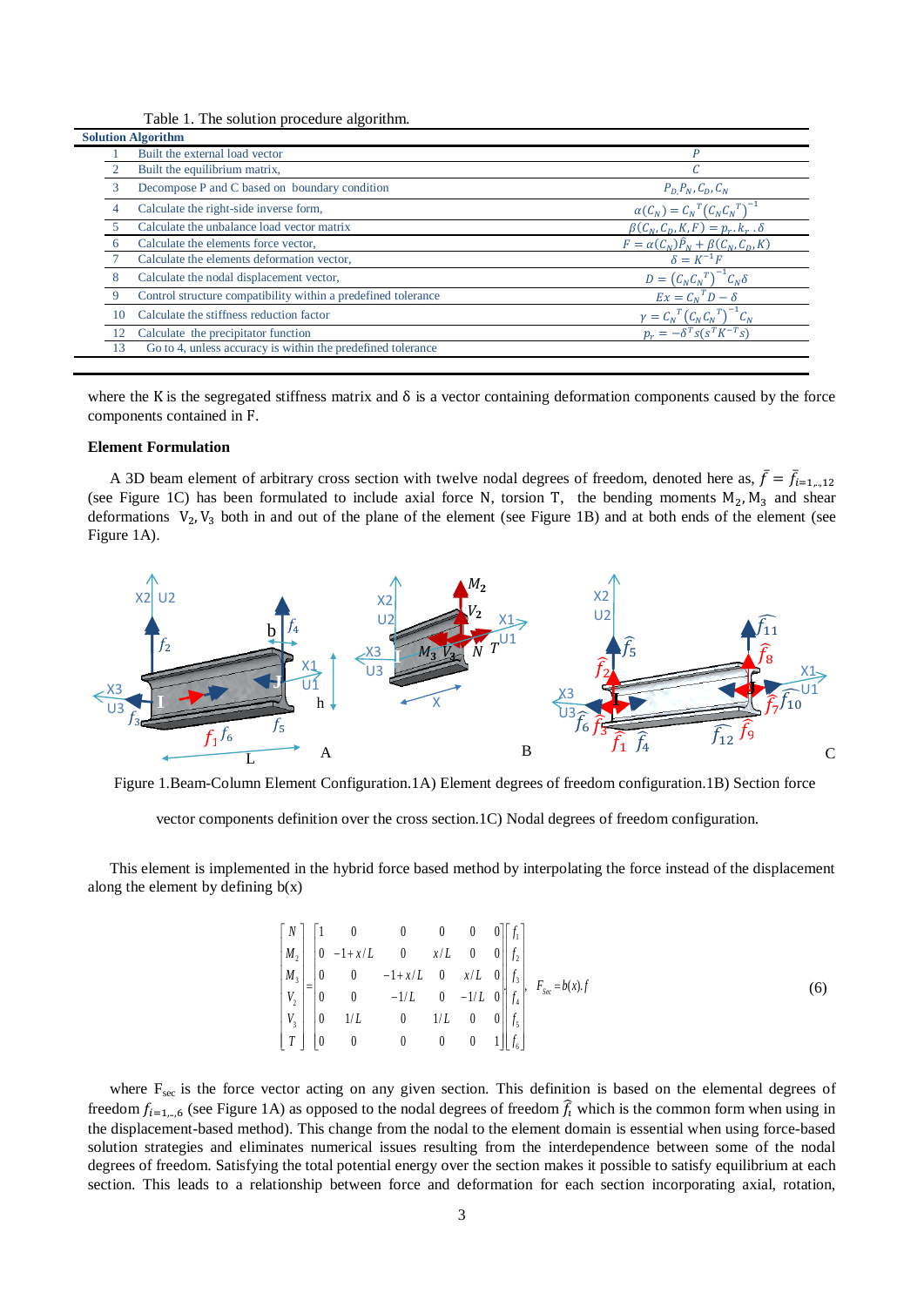Table 1. The solution procedure algorithm.

| Solution Algorithm | | |
|---|---|---|
| 1 | Built the external load vector | $P$ |
| 2 | Built the equilibrium matrix, | $C$ |
| 3 | Decompose P and C based on boundary condition | $P_D, P_N, C_D, C_N$ |
| 4 | Calculate the right-side inverse form, | $\alpha(C_N) = C_N^{\ T}\left(C_N C_N^{\ T}\right)^{-1}$ |
| 5 | Calculate the unbalance load vector matrix | $\beta(C_N, C_D, K, F) = p_r . k_r . \delta$ |
| 6 | Calculate the elements force vector, | $F = \alpha(C_N)\hat{P}_N + \beta(C_N, C_D, K)$ |
| 7 | Calculate the elements deformation vector, | $\delta = K^{-1}F$ |
| 8 | Calculate the nodal displacement vector, | $D = \left(C_N C_N^{\ T}\right)^{-1} C_N \delta$ |
| 9 | Control structure compatibility within a predefined tolerance | $Ex = C_N^{\ T} D - \delta$ |
| 10 | Calculate the stiffness reduction factor | $\gamma = C_N^{\ T}\left(C_N C_N^{\ T}\right)^{-1} C_N$ |
| 12 | Calculate the precipitator function | $p_r = -\delta^T s (s^T K^{-T} s)$ |
| 13 | Go to 4, unless accuracy is within the predefined tolerance | |

where the K is the segregated stiffness matrix and $\delta$ is a vector containing deformation components caused by the force components contained in F.

**Element Formulation**

A 3D beam element of arbitrary cross section with twelve nodal degrees of freedom, denoted here as, $\bar{f} = \bar{f}_{i=1,..,12}$ (see Figure 1C) has been formulated to include axial force N, torsion T, the bending moments $M_2, M_3$ and shear deformations $V_2, V_3$ both in and out of the plane of the element (see Figure 1B) and at both ends of the element (see Figure 1A).

Figure 1.Beam-Column Element Configuration.1A) Element degrees of freedom configuration.1B) Section force vector components definition over the cross section.1C) Nodal degrees of freedom configuration.

This element is implemented in the hybrid force based method by interpolating the force instead of the displacement along the element by defining b(x)

$$
\begin{bmatrix} N \\ M_2 \\ M_3 \\ V_2 \\ V_3 \\ T \end{bmatrix} = \begin{bmatrix} 1 & 0 & 0 & 0 & 0 & 0 \\ 0 & -1+x/L & 0 & x/L & 0 & 0 \\ 0 & 0 & -1+x/L & 0 & x/L & 0 \\ 0 & 0 & -1/L & 0 & -1/L & 0 \\ 0 & 1/L & 0 & 1/L & 0 & 0 \\ 0 & 0 & 0 & 0 & 0 & 1 \end{bmatrix} \begin{bmatrix} f_1 \\ f_2 \\ f_3 \\ f_4 \\ f_5 \\ f_6 \end{bmatrix}, \quad F_{sec} = b(x).f \tag{6}
$$

where $F_{sec}$ is the force vector acting on any given section. This definition is based on the elemental degrees of freedom $f_{i=1,..,6}$ (see Figure 1A) as opposed to the nodal degrees of freedom $\hat{f}_i$ which is the common form when using in the displacement-based method). This change from the nodal to the element domain is essential when using force-based solution strategies and eliminates numerical issues resulting from the interdependence between some of the nodal degrees of freedom. Satisfying the total potential energy over the section makes it possible to satisfy equilibrium at each section. This leads to a relationship between force and deformation for each section incorporating axial, rotation,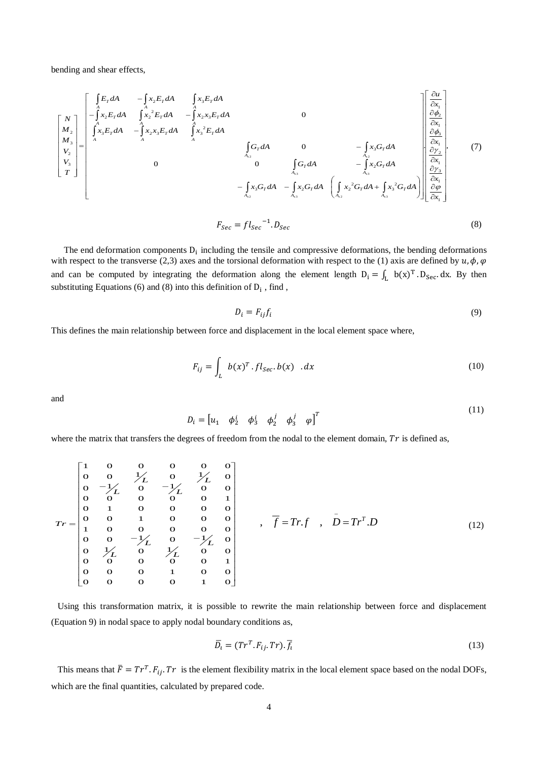bending and shear effects,

$$
\begin{bmatrix} N \\ M_2 \\ M_3 \\ V_2 \\ V_3 \\ T \end{bmatrix} = \begin{bmatrix} \int_A E_T dA & -\int_A x_2 E_T dA & \int_A x_3 E_T dA & & & \\ -\int_A x_2 E_T dA & \int_A x_2^2 E_T dA & -\int_A x_2 x_3 E_T dA & & 0 & \\ \int_A x_3 E_T dA & -\int_A x_2 x_3 E_T dA & \int_A x_3^2 E_T dA & & & \\ & & & \int_{A_{s2}} G_T dA & 0 & -\int_{A_{s2}} x_3 G_T dA \\ & 0 & & 0 & \int_{A_{s3}} G_T dA & -\int_{A_{s3}} x_2 G_T dA \\ & & & -\int_{A_{s2}} x_3 G_T dA & -\int_{A_{s3}} x_2 G_T dA & \left( \int_{A_{s2}} x_2^2 G_T dA + \int_{A_{s3}} x_3^2 G_T dA \right) \end{bmatrix} \begin{bmatrix} \frac{\partial u}{\partial x_1} \\ \frac{\partial \phi_2}{\partial x_1} \\ \frac{\partial \phi_3}{\partial x_1} \\ \frac{\partial \gamma_2}{\partial x_1} \\ \frac{\partial \gamma_3}{\partial x_1} \\ \frac{\partial \varphi}{\partial x_1} \end{bmatrix}, \tag{7}
$$

$$
F_{Sec} = {fl_{Sec}}^{-1}.D_{Sec} \tag{8}
$$

The end deformation components $\mathrm{D_i}$ including the tensile and compressive deformations, the bending deformations with respect to the transverse (2,3) axes and the torsional deformation with respect to the (1) axis are defined by $u, \phi, \varphi$ and can be computed by integrating the deformation along the element length $\mathrm{D_i} = \int_L b(x)^T.\mathrm{D_{Sec}}.dx$. By then substituting Equations (6) and (8) into this definition of $\mathrm{D_i}$ , find ,

$$
D_i = F_{ij} f_i \tag{9}
$$

This defines the main relationship between force and displacement in the local element space where,

$$
F_{ij} = \int_L \; b(x)^T . fl_{Sec} . b(x) \;\; .dx \tag{10}
$$

and

$$
D_i = \begin{bmatrix} u_1 & \phi_2^i & \phi_3^i & \phi_2^j & \phi_3^j & \varphi \end{bmatrix}^T \tag{11}
$$

where the matrix that transfers the degrees of freedom from the nodal to the element domain, $Tr$ is defined as,

$$
Tr = \begin{bmatrix} 1 & 0 & 0 & 0 & 0 & 0 \\ 0 & 0 & 1/L & 0 & 1/L & 0 \\ 0 & -1/L & 0 & -1/L & 0 & 0 \\ 0 & 0 & 0 & 0 & 0 & 1 \\ 0 & 1 & 0 & 0 & 0 & 0 \\ 0 & 0 & 1 & 0 & 0 & 0 \\ 1 & 0 & 0 & 0 & 0 & 0 \\ 0 & 0 & -1/L & 0 & -1/L & 0 \\ 0 & 1/L & 0 & 1/L & 0 & 0 \\ 0 & 0 & 0 & 0 & 0 & 1 \\ 0 & 0 & 0 & 1 & 0 & 0 \\ 0 & 0 & 0 & 0 & 1 & 0 \end{bmatrix} \quad , \quad \overline{f} = Tr.f \quad , \quad \overline{D} = Tr^T.D \tag{12}
$$

Using this transformation matrix, it is possible to rewrite the main relationship between force and displacement (Equation 9) in nodal space to apply nodal boundary conditions as,

$$
\overline{D_i} = (Tr^T.F_{ij}.Tr).\overline{f_i} \tag{13}
$$

This means that $\overline{F} = Tr^T.F_{ij}.Tr$ is the element flexibility matrix in the local element space based on the nodal DOFs, which are the final quantities, calculated by prepared code.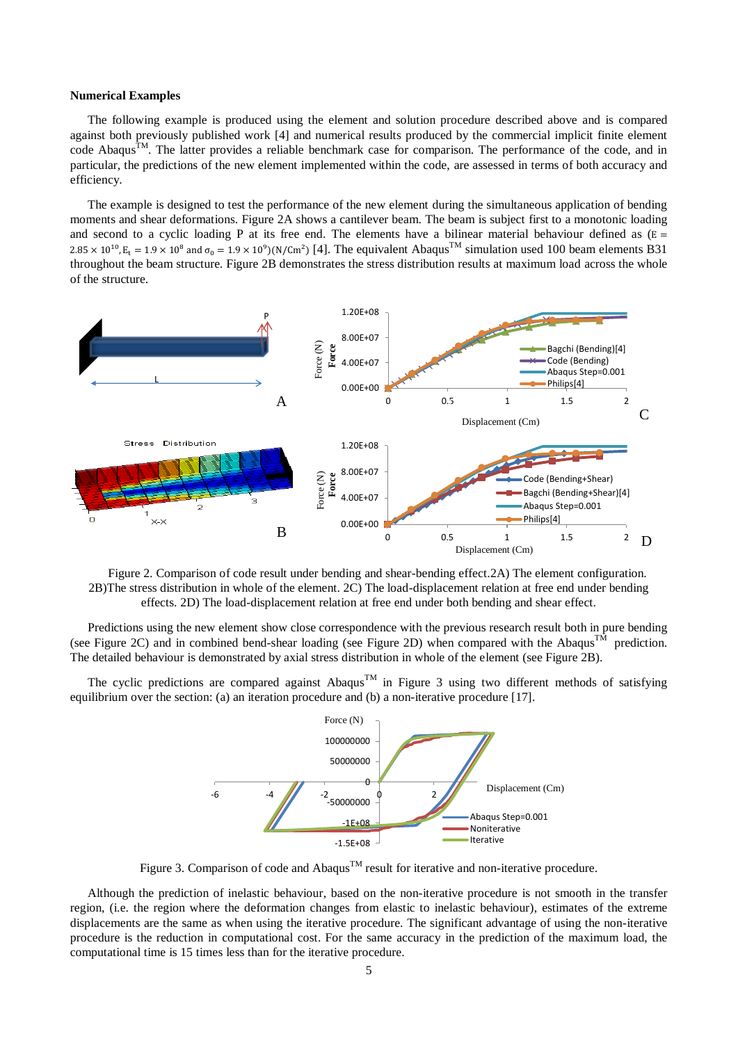**Numerical Examples**

The following example is produced using the element and solution procedure described above and is compared against both previously published work [4] and numerical results produced by the commercial implicit finite element code Abaqus[TM]. The latter provides a reliable benchmark case for comparison. The performance of the code, and in particular, the predictions of the new element implemented within the code, are assessed in terms of both accuracy and efficiency.

The example is designed to test the performance of the new element during the simultaneous application of bending moments and shear deformations. Figure 2A shows a cantilever beam. The beam is subject first to a monotonic loading and second to a cyclic loading P at its free end. The elements have a bilinear material behaviour defined as ($E = 2.85 \times 10^{10}, E_t = 1.9 \times 10^8$ and $\sigma_0 = 1.9 \times 10^9$)(N/Cm$^2$) [4]. The equivalent Abaqus[TM] simulation used 100 beam elements B31 throughout the beam structure. Figure 2B demonstrates the stress distribution results at maximum load across the whole of the structure.

Figure 2. Comparison of code result under bending and shear-bending effect.2A) The element configuration. 2B)The stress distribution in whole of the element. 2C) The load-displacement relation at free end under bending effects. 2D) The load-displacement relation at free end under both bending and shear effect.

Predictions using the new element show close correspondence with the previous research result both in pure bending (see Figure 2C) and in combined bend-shear loading (see Figure 2D) when compared with the Abaqus[TM] prediction. The detailed behaviour is demonstrated by axial stress distribution in whole of the element (see Figure 2B).

The cyclic predictions are compared against Abaqus[TM] in Figure 3 using two different methods of satisfying equilibrium over the section: (a) an iteration procedure and (b) a non-iterative procedure [17].

Figure 3. Comparison of code and Abaqus[TM] result for iterative and non-iterative procedure.

Although the prediction of inelastic behaviour, based on the non-iterative procedure is not smooth in the transfer region, (i.e. the region where the deformation changes from elastic to inelastic behaviour), estimates of the extreme displacements are the same as when using the iterative procedure. The significant advantage of using the non-iterative procedure is the reduction in computational cost. For the same accuracy in the prediction of the maximum load, the computational time is 15 times less than for the iterative procedure.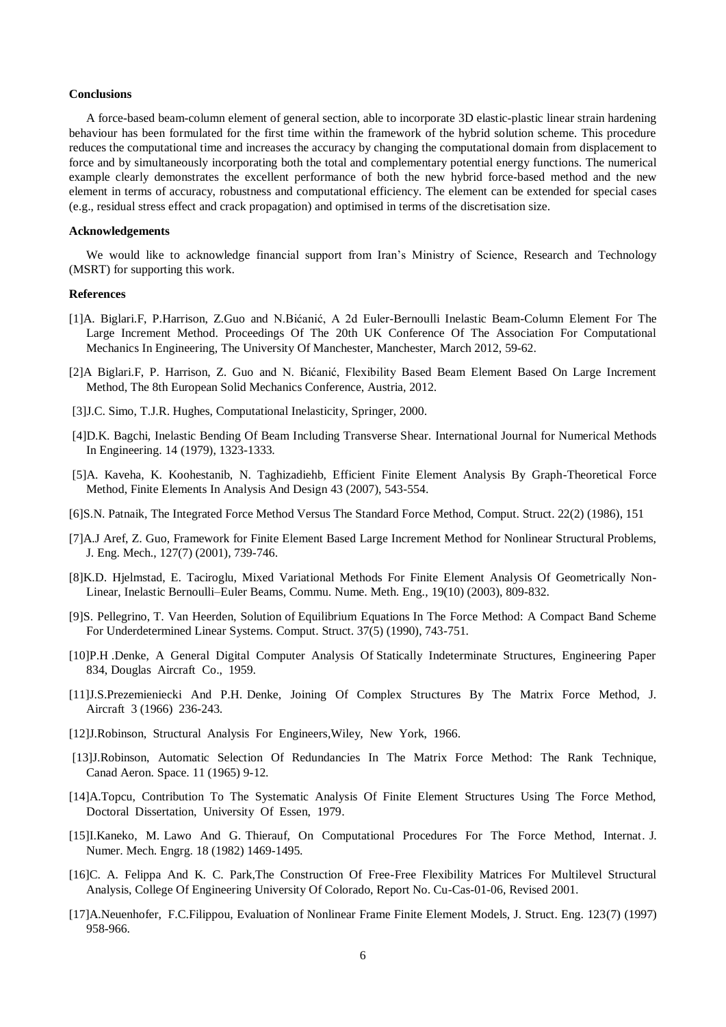**Conclusions**

A force-based beam-column element of general section, able to incorporate 3D elastic-plastic linear strain hardening behaviour has been formulated for the first time within the framework of the hybrid solution scheme. This procedure reduces the computational time and increases the accuracy by changing the computational domain from displacement to force and by simultaneously incorporating both the total and complementary potential energy functions. The numerical example clearly demonstrates the excellent performance of both the new hybrid force-based method and the new element in terms of accuracy, robustness and computational efficiency. The element can be extended for special cases (e.g., residual stress effect and crack propagation) and optimised in terms of the discretisation size.

**Acknowledgements**

We would like to acknowledge financial support from Iran's Ministry of Science, Research and Technology (MSRT) for supporting this work.

**References**

[1]A. Biglari.F, P.Harrison, Z.Guo and N.Bićanić, A 2d Euler-Bernoulli Inelastic Beam-Column Element For The Large Increment Method. Proceedings Of The 20th UK Conference Of The Association For Computational Mechanics In Engineering, The University Of Manchester, Manchester, March 2012, 59-62.

[2]A Biglari.F, P. Harrison, Z. Guo and N. Bićanić, Flexibility Based Beam Element Based On Large Increment Method, The 8th European Solid Mechanics Conference, Austria, 2012.

[3]J.C. Simo, T.J.R. Hughes, Computational Inelasticity, Springer, 2000.

[4]D.K. Bagchi, Inelastic Bending Of Beam Including Transverse Shear. International Journal for Numerical Methods In Engineering. 14 (1979), 1323-1333.

[5]A. Kaveha, K. Koohestanib, N. Taghizadiehb, Efficient Finite Element Analysis By Graph-Theoretical Force Method, Finite Elements In Analysis And Design 43 (2007), 543-554.

[6]S.N. Patnaik, The Integrated Force Method Versus The Standard Force Method, Comput. Struct. 22(2) (1986), 151

[7]A.J Aref, Z. Guo, Framework for Finite Element Based Large Increment Method for Nonlinear Structural Problems, J. Eng. Mech., 127(7) (2001), 739-746.

[8]K.D. Hjelmstad, E. Taciroglu, Mixed Variational Methods For Finite Element Analysis Of Geometrically Non-Linear, Inelastic Bernoulli–Euler Beams, Commu. Nume. Meth. Eng., 19(10) (2003), 809-832.

[9]S. Pellegrino, T. Van Heerden, Solution of Equilibrium Equations In The Force Method: A Compact Band Scheme For Underdetermined Linear Systems. Comput. Struct. 37(5) (1990), 743-751.

[10]P.H .Denke, A General Digital Computer Analysis Of Statically Indeterminate Structures, Engineering Paper 834, Douglas Aircraft Co., 1959.

[11]J.S.Prezemieniecki And P.H. Denke, Joining Of Complex Structures By The Matrix Force Method, J. Aircraft 3 (1966) 236-243.

[12]J.Robinson, Structural Analysis For Engineers,Wiley, New York, 1966.

[13]J.Robinson, Automatic Selection Of Redundancies In The Matrix Force Method: The Rank Technique, Canad Aeron. Space. 11 (1965) 9-12.

[14]A.Topcu, Contribution To The Systematic Analysis Of Finite Element Structures Using The Force Method, Doctoral Dissertation, University Of Essen, 1979.

[15]I.Kaneko, M. Lawo And G. Thierauf, On Computational Procedures For The Force Method, Internat. J. Numer. Mech. Engrg. 18 (1982) 1469-1495.

[16]C. A. Felippa And K. C. Park,The Construction Of Free-Free Flexibility Matrices For Multilevel Structural Analysis, College Of Engineering University Of Colorado, Report No. Cu-Cas-01-06, Revised 2001.

[17]A.Neuenhofer, F.C.Filippou, Evaluation of Nonlinear Frame Finite Element Models, J. Struct. Eng. 123(7) (1997) 958-966.